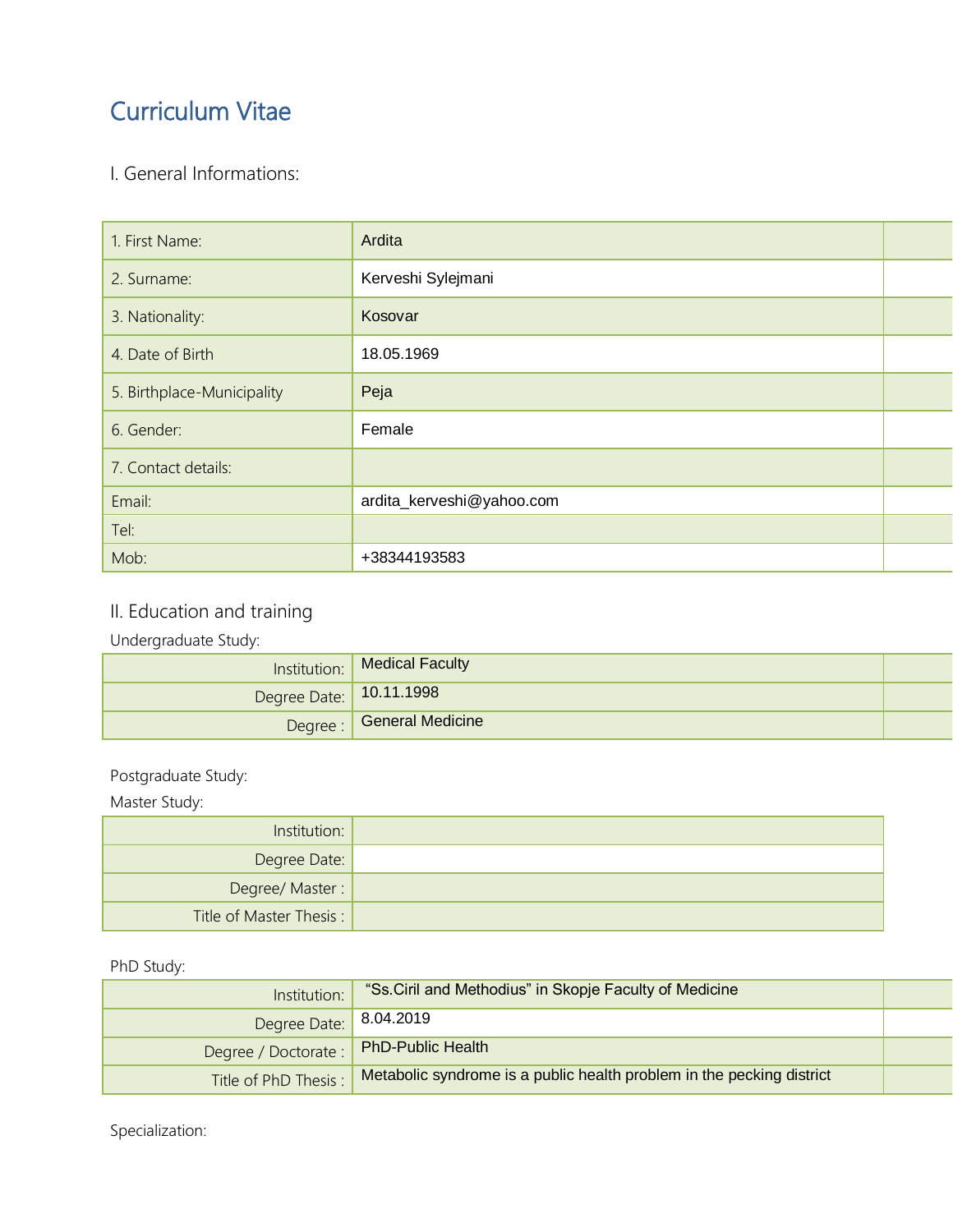# Curriculum Vitae

## I. General Informations:

| | |
|---|---|
| 1. First Name: | Ardita |
| 2. Surname: | Kerveshi Sylejmani |
| 3. Nationality: | Kosovar |
| 4. Date of Birth | 18.05.1969 |
| 5. Birthplace-Municipality | Peja |
| 6. Gender: | Female |
| 7. Contact details: | |
| Email: | ardita_kerveshi@yahoo.com |
| Tel: | |
| Mob: | +38344193583 |

## II. Education and training

Undergraduate Study:

| | |
|---|---|
| Institution: | Medical Faculty |
| Degree Date: | 10.11.1998 |
| Degree : | General Medicine |

Postgraduate Study:

Master Study:

| | |
|---|---|
| Institution: | |
| Degree Date: | |
| Degree/ Master : | |
| Title of Master Thesis : | |

PhD Study:

| | |
|---|---|
| Institution: | "Ss.Ciril and Methodius" in Skopje Faculty of Medicine |
| Degree Date: | 8.04.2019 |
| Degree / Doctorate : | PhD-Public Health |
| Title of PhD Thesis : | Metabolic syndrome is a public health problem in the pecking district |

Specialization: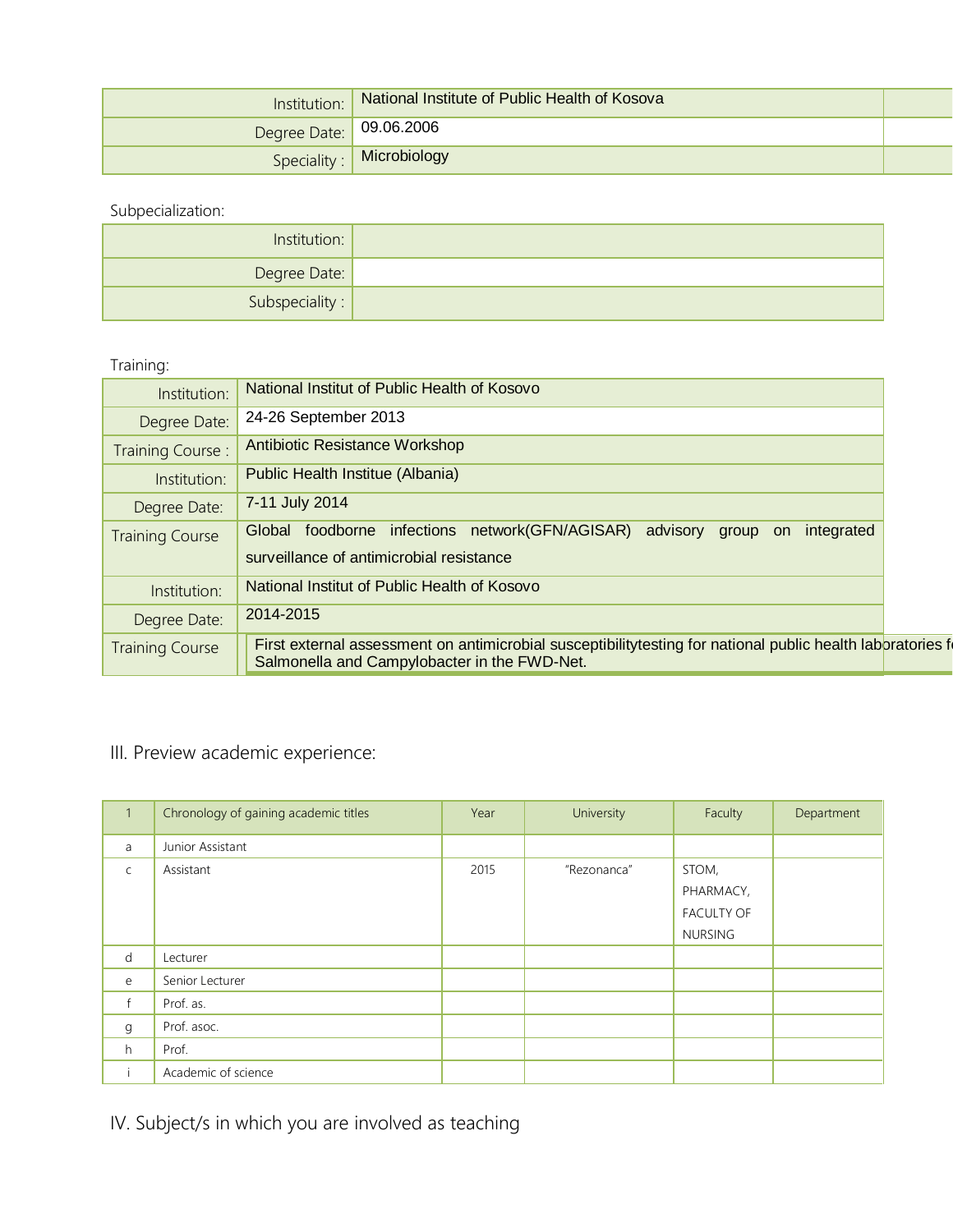| | |
|---|---|
| Institution: | National Institute of Public Health of Kosova |
| Degree Date: | 09.06.2006 |
| Speciality : | Microbiology |

Subpecialization:

| | |
|---|---|
| Institution: | |
| Degree Date: | |
| Subspeciality : | |

Training:

| | |
|---|---|
| Institution: | National Institut of Public Health of Kosovo |
| Degree Date: | 24-26 September 2013 |
| Training Course : | Antibiotic Resistance Workshop |
| Institution: | Public Health Instiue (Albania) |
| Degree Date: | 7-11 July 2014 |
| Training Course | Global foodborne infections network(GFN/AGISAR) advisory group on integrated surveillance of antimicrobial resistance |
| Institution: | National Institut of Public Health of Kosovo |
| Degree Date: | 2014-2015 |
| Training Course | First external assessment on antimicrobial susceptibilitytesting for national public health laboratories fo Salmonella and Campylobacter in the FWD-Net. |

## III. Preview academic experience:

| 1 | Chronology of gaining academic titles | Year | University | Faculty | Department |
|---|---|---|---|---|---|
| a | Junior Assistant | | | | |
| c | Assistant | 2015 | "Rezonanca" | STOM, PHARMACY, FACULTY OF NURSING | |
| d | Lecturer | | | | |
| e | Senior Lecturer | | | | |
| f | Prof. as. | | | | |
| g | Prof. asoc. | | | | |
| h | Prof. | | | | |
| i | Academic of science | | | | |

## IV. Subject/s in which you are involved as teaching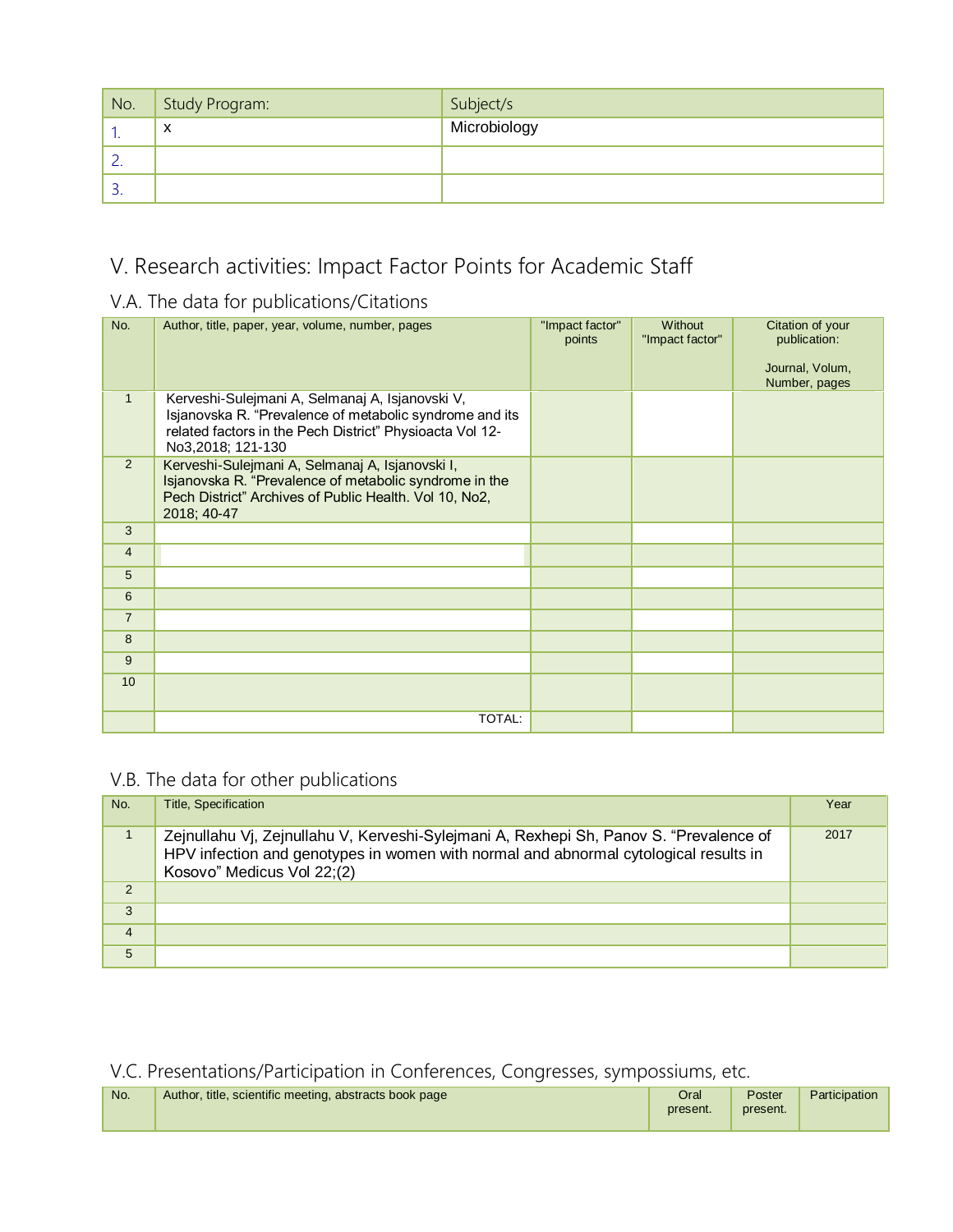| No. | Study Program: | Subject/s |
|---|---|---|
| 1. | x | Microbiology |
| 2. | | |
| 3. | | |

# V. Research activities: Impact Factor Points for Academic Staff

## V.A. The data for publications/Citations

| No. | Author, title, paper, year, volume, number, pages | "Impact factor" points | Without "Impact factor" | Citation of your publication: Journal, Volum, Number, pages |
|---|---|---|---|---|
| 1 | Kerveshi-Sulejmani A, Selmanaj A, Isjanovski V, Isjanovska R. "Prevalence of metabolic syndrome and its related factors in the Pech District" Physioacta Vol 12-No3,2018; 121-130 | | | |
| 2 | Kerveshi-Sulejmani A, Selmanaj A, Isjanovski I, Isjanovska R. "Prevalence of metabolic syndrome in the Pech District" Archives of Public Health. Vol 10, No2, 2018; 40-47 | | | |
| 3 | | | | |
| 4 | | | | |
| 5 | | | | |
| 6 | | | | |
| 7 | | | | |
| 8 | | | | |
| 9 | | | | |
| 10 | | | | |
| | TOTAL: | | | |

## V.B. The data for other publications

| No. | Title, Specification | Year |
|---|---|---|
| 1 | Zejnullahu Vj, Zejnullahu V, Kerveshi-Sylejmani A, Rexhepi Sh, Panov S. "Prevalence of HPV infection and genotypes in women with normal and abnormal cytological results in Kosovo" Medicus Vol 22;(2) | 2017 |
| 2 | | |
| 3 | | |
| 4 | | |
| 5 | | |

## V.C. Presentations/Participation in Conferences, Congresses, sympossiums, etc.

| No. | Author, title, scientific meeting, abstracts book page | Oral present. | Poster present. | Participation |
|---|---|---|---|---|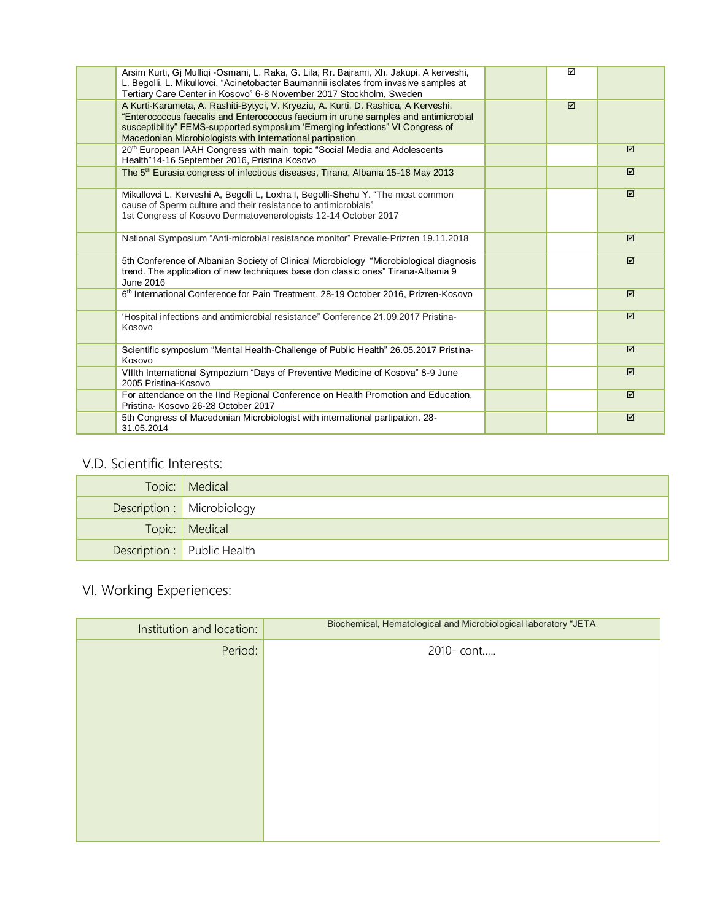| | | | | |
|---|---|---|---|---|
| | Arsim Kurti, Gj Mulliqi -Osmani, L. Raka, G. Lila, Rr. Bajrami, Xh. Jakupi, A kerveshi, L. Begolli, L. Mikullovci. "Acinetobacter Baumannii isolates from invasive samples at Tertiary Care Center in Kosovo" 6-8 November 2017 Stockholm, Sweden | | ☑ | |
| | A Kurti-Karameta, A. Rashiti-Bytyci, V. Kryeziu, A. Kurti, D. Rashica, A Kerveshi. "Enterococcus faecalis and Enterococcus faecium in urune samples and antimicrobial susceptibility" FEMS-supported symposium 'Emerging infections" VI Congress of Macedonian Microbiologists with International partipation | | ☑ | |
| | 20th European IAAH Congress with main topic "Social Media and Adolescents Health"14-16 September 2016, Pristina Kosovo | | | ☑ |
| | The 5th Eurasia congress of infectious diseases, Tirana, Albania 15-18 May 2013 | | | ☑ |
| | Mikullovci L. Kerveshi A, Begolli L, Loxha I, Begolli-Shehu Y. "The most common cause of Sperm culture and their resistance to antimicrobials" 1st Congress of Kosovo Dermatovenerologists 12-14 October 2017 | | | ☑ |
| | National Symposium "Anti-microbial resistance monitor" Prevalle-Prizren 19.11.2018 | | | ☑ |
| | 5th Conference of Albanian Society of Clinical Microbiology "Microbiological diagnosis trend. The application of new techniques base don classic ones" Tirana-Albania 9 June 2016 | | | ☑ |
| | 6th International Conference for Pain Treatment. 28-19 October 2016, Prizren-Kosovo | | | ☑ |
| | 'Hospital infections and antimicrobial resistance" Conference 21.09.2017 Pristina-Kosovo | | | ☑ |
| | Scientific symposium "Mental Health-Challenge of Public Health" 26.05.2017 Pristina-Kosovo | | | ☑ |
| | VIIIth International Sympozium "Days of Preventive Medicine of Kosova" 8-9 June 2005 Pristina-Kosovo | | | ☑ |
| | For attendance on the IInd Regional Conference on Health Promotion and Education, Pristina- Kosovo 26-28 October 2017 | | | ☑ |
| | 5th Congress of Macedonian Microbiologist with international partipation. 28-31.05.2014 | | | ☑ |

## V.D. Scientific Interests:

| | |
|---|---|
| Topic: | Medical |
| Description : | Microbiology |
| Topic: | Medical |
| Description : | Public Health |

## VI. Working Experiences:

| | |
|---|---|
| Institution and location: | Biochemical, Hematological and Microbiological laboratory "JETA |
| Period: | 2010- cont..... |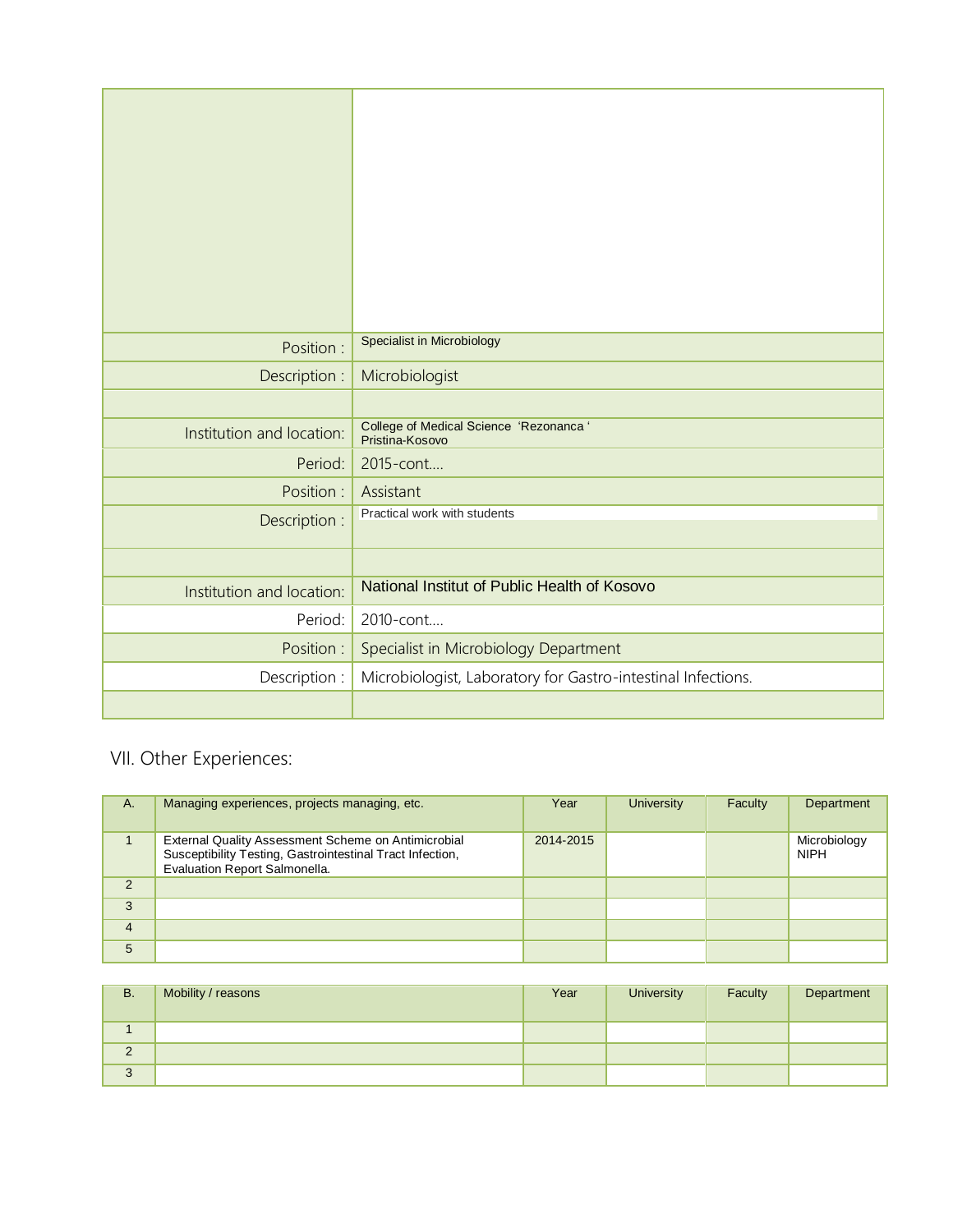| | |
|---|---|
| | |
| Position : | Specialist in Microbiology |
| Description : | Microbiologist |
| | |
| Institution and location: | College of Medical Science 'Rezonanca ' Pristina-Kosovo |
| Period: | 2015-cont.... |
| Position : | Assistant |
| Description : | Practical work with students |
| | |
| Institution and location: | National Institut of Public Health of Kosovo |
| Period: | 2010-cont.... |
| Position : | Specialist in Microbiology Department |
| Description : | Microbiologist, Laboratory for Gastro-intestinal Infections. |
| | |

## VII. Other Experiences:

| A. | Managing experiences, projects managing, etc. | Year | University | Faculty | Department |
|---|---|---|---|---|---|
| 1 | External Quality Assessment Scheme on Antimicrobial Susceptibility Testing, Gastrointestinal Tract Infection, Evaluation Report Salmonella. | 2014-2015 | | | Microbiology NIPH |
| 2 | | | | | |
| 3 | | | | | |
| 4 | | | | | |
| 5 | | | | | |

| B. | Mobility / reasons | Year | University | Faculty | Department |
|---|---|---|---|---|---|
| 1 | | | | | |
| 2 | | | | | |
| 3 | | | | | |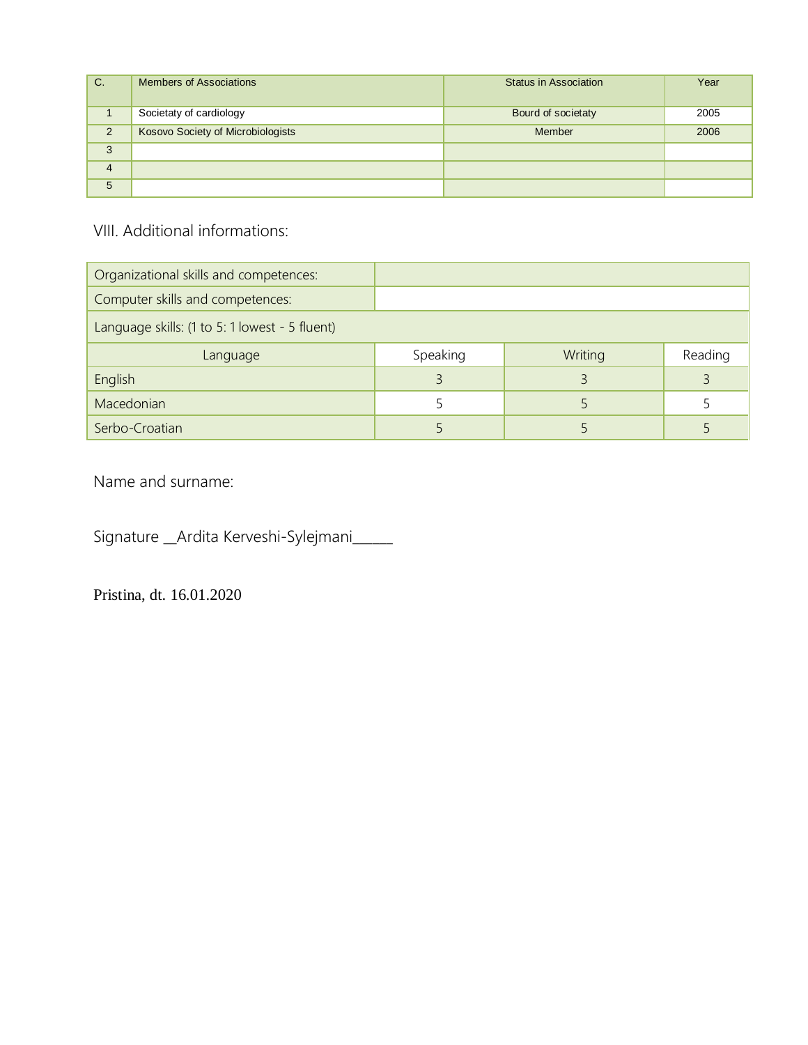| C. | Members of Associations | Status in Association | Year |
|---|---|---|---|
| 1 | Societaty of cardiology | Bourd of societaty | 2005 |
| 2 | Kosovo Society of Microbiologists | Member | 2006 |
| 3 | | | |
| 4 | | | |
| 5 | | | |

## VIII. Additional informations:

| | | | |
|---|---|---|---|
| Organizational skills and competences: | | | |
| Computer skills and competences: | | | |
| Language skills: (1 to 5: 1 lowest - 5 fluent) | | | |
| Language | Speaking | Writing | Reading |
| English | 3 | 3 | 3 |
| Macedonian | 5 | 5 | 5 |
| Serbo-Croatian | 5 | 5 | 5 |

Name and surname:

Signature __Ardita Kerveshi-Sylejmani_____

Pristina, dt. 16.01.2020